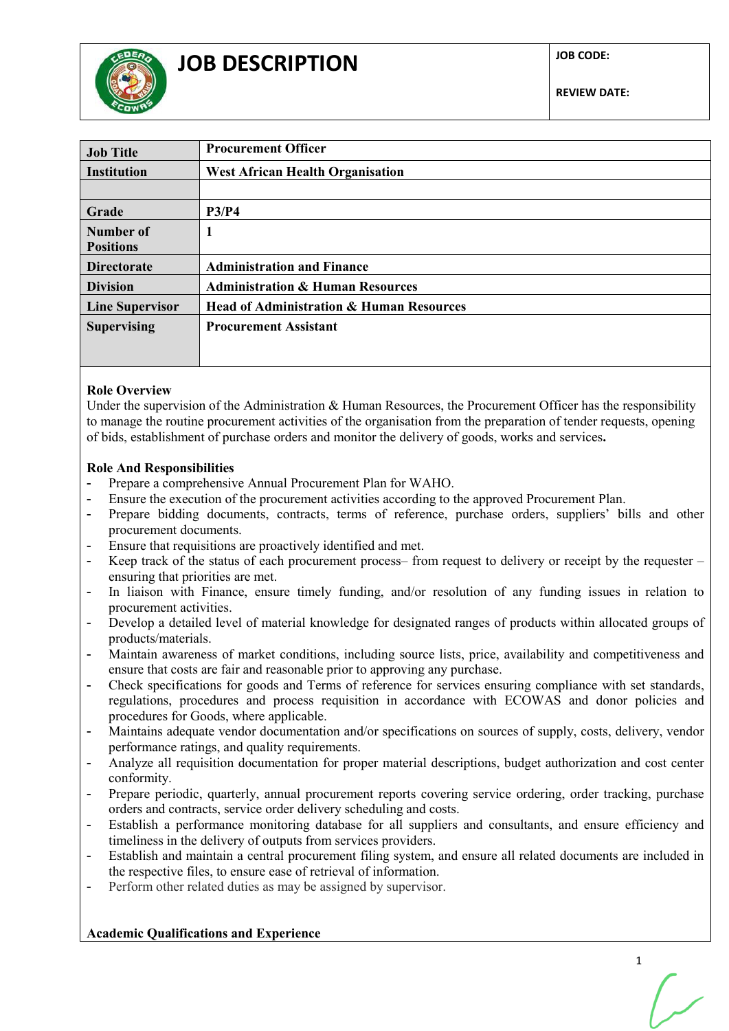# JOB DESCRIPTION

| JOB CODE: |
|---|
| REVIEW DATE: |

| Job Title | Procurement Officer |
|---|---|
| Institution | West African Health Organisation |
| | |
| Grade | P3/P4 |
| Number of Positions | 1 |
| Directorate | Administration and Finance |
| Division | Administration & Human Resources |
| Line Supervisor | Head of Administration & Human Resources |
| Supervising | Procurement Assistant |

**Role Overview**

Under the supervision of the Administration & Human Resources, the Procurement Officer has the responsibility to manage the routine procurement activities of the organisation from the preparation of tender requests, opening of bids, establishment of purchase orders and monitor the delivery of goods, works and services**.**

**Role And Responsibilities**

- Prepare a comprehensive Annual Procurement Plan for WAHO.
- Ensure the execution of the procurement activities according to the approved Procurement Plan.
- Prepare bidding documents, contracts, terms of reference, purchase orders, suppliers' bills and other procurement documents.
- Ensure that requisitions are proactively identified and met.
- Keep track of the status of each procurement process– from request to delivery or receipt by the requester – ensuring that priorities are met.
- In liaison with Finance, ensure timely funding, and/or resolution of any funding issues in relation to procurement activities.
- Develop a detailed level of material knowledge for designated ranges of products within allocated groups of products/materials.
- Maintain awareness of market conditions, including source lists, price, availability and competitiveness and ensure that costs are fair and reasonable prior to approving any purchase.
- Check specifications for goods and Terms of reference for services ensuring compliance with set standards, regulations, procedures and process requisition in accordance with ECOWAS and donor policies and procedures for Goods, where applicable.
- Maintains adequate vendor documentation and/or specifications on sources of supply, costs, delivery, vendor performance ratings, and quality requirements.
- Analyze all requisition documentation for proper material descriptions, budget authorization and cost center conformity.
- Prepare periodic, quarterly, annual procurement reports covering service ordering, order tracking, purchase orders and contracts, service order delivery scheduling and costs.
- Establish a performance monitoring database for all suppliers and consultants, and ensure efficiency and timeliness in the delivery of outputs from services providers.
- Establish and maintain a central procurement filing system, and ensure all related documents are included in the respective files, to ensure ease of retrieval of information.
- Perform other related duties as may be assigned by supervisor.

**Academic Qualifications and Experience**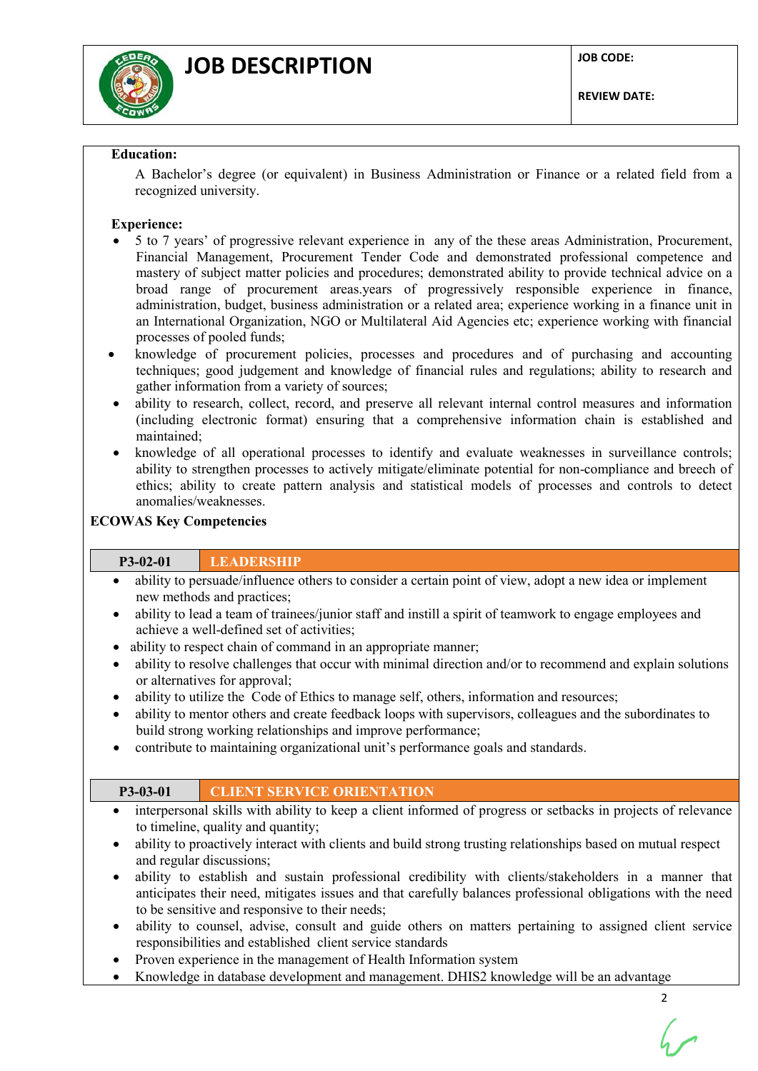# JOB DESCRIPTION

**JOB CODE:**

**REVIEW DATE:**

**Education:**

A Bachelor's degree (or equivalent) in Business Administration or Finance or a related field from a recognized university.

**Experience:**

- 5 to 7 years' of progressive relevant experience in any of the these areas Administration, Procurement, Financial Management, Procurement Tender Code and demonstrated professional competence and mastery of subject matter policies and procedures; demonstrated ability to provide technical advice on a broad range of procurement areas.years of progressively responsible experience in finance, administration, budget, business administration or a related area; experience working in a finance unit in an International Organization, NGO or Multilateral Aid Agencies etc; experience working with financial processes of pooled funds;
- knowledge of procurement policies, processes and procedures and of purchasing and accounting techniques; good judgement and knowledge of financial rules and regulations; ability to research and gather information from a variety of sources;
- ability to research, collect, record, and preserve all relevant internal control measures and information (including electronic format) ensuring that a comprehensive information chain is established and maintained;
- knowledge of all operational processes to identify and evaluate weaknesses in surveillance controls; ability to strengthen processes to actively mitigate/eliminate potential for non-compliance and breech of ethics; ability to create pattern analysis and statistical models of processes and controls to detect anomalies/weaknesses.

**ECOWAS Key Competencies**

| P3-02-01 | LEADERSHIP |
|---|---|

- ability to persuade/influence others to consider a certain point of view, adopt a new idea or implement new methods and practices;
- ability to lead a team of trainees/junior staff and instill a spirit of teamwork to engage employees and achieve a well-defined set of activities;
- ability to respect chain of command in an appropriate manner;
- ability to resolve challenges that occur with minimal direction and/or to recommend and explain solutions or alternatives for approval;
- ability to utilize the Code of Ethics to manage self, others, information and resources;
- ability to mentor others and create feedback loops with supervisors, colleagues and the subordinates to build strong working relationships and improve performance;
- contribute to maintaining organizational unit's performance goals and standards.

| P3-03-01 | CLIENT SERVICE ORIENTATION |
|---|---|

- interpersonal skills with ability to keep a client informed of progress or setbacks in projects of relevance to timeline, quality and quantity;
- ability to proactively interact with clients and build strong trusting relationships based on mutual respect and regular discussions;
- ability to establish and sustain professional credibility with clients/stakeholders in a manner that anticipates their need, mitigates issues and that carefully balances professional obligations with the need to be sensitive and responsive to their needs;
- ability to counsel, advise, consult and guide others on matters pertaining to assigned client service responsibilities and established client service standards
- Proven experience in the management of Health Information system
- Knowledge in database development and management. DHIS2 knowledge will be an advantage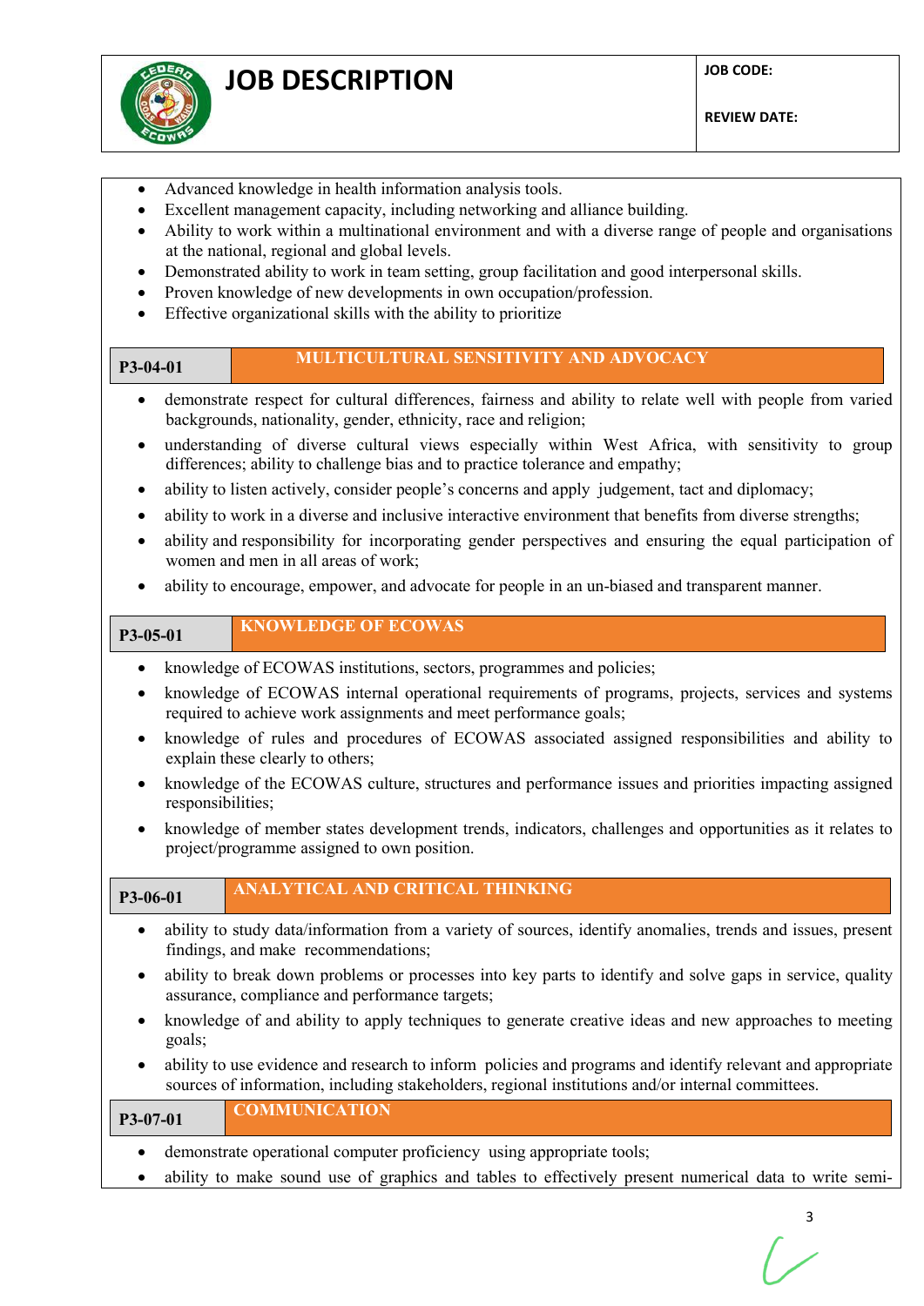- Advanced knowledge in health information analysis tools.
- Excellent management capacity, including networking and alliance building.
- Ability to work within a multinational environment and with a diverse range of people and organisations at the national, regional and global levels.
- Demonstrated ability to work in team setting, group facilitation and good interpersonal skills.
- Proven knowledge of new developments in own occupation/profession.
- Effective organizational skills with the ability to prioritize

| P3-04-01 | MULTICULTURAL SENSITIVITY AND ADVOCACY |
|---|---|

- demonstrate respect for cultural differences, fairness and ability to relate well with people from varied backgrounds, nationality, gender, ethnicity, race and religion;
- understanding of diverse cultural views especially within West Africa, with sensitivity to group differences; ability to challenge bias and to practice tolerance and empathy;
- ability to listen actively, consider people's concerns and apply judgement, tact and diplomacy;
- ability to work in a diverse and inclusive interactive environment that benefits from diverse strengths;
- ability and responsibility for incorporating gender perspectives and ensuring the equal participation of women and men in all areas of work;
- ability to encourage, empower, and advocate for people in an un-biased and transparent manner.

| P3-05-01 | KNOWLEDGE OF ECOWAS |
|---|---|

- knowledge of ECOWAS institutions, sectors, programmes and policies;
- knowledge of ECOWAS internal operational requirements of programs, projects, services and systems required to achieve work assignments and meet performance goals;
- knowledge of rules and procedures of ECOWAS associated assigned responsibilities and ability to explain these clearly to others;
- knowledge of the ECOWAS culture, structures and performance issues and priorities impacting assigned responsibilities;
- knowledge of member states development trends, indicators, challenges and opportunities as it relates to project/programme assigned to own position.

| P3-06-01 | ANALYTICAL AND CRITICAL THINKING |
|---|---|

- ability to study data/information from a variety of sources, identify anomalies, trends and issues, present findings, and make recommendations;
- ability to break down problems or processes into key parts to identify and solve gaps in service, quality assurance, compliance and performance targets;
- knowledge of and ability to apply techniques to generate creative ideas and new approaches to meeting goals;
- ability to use evidence and research to inform policies and programs and identify relevant and appropriate sources of information, including stakeholders, regional institutions and/or internal committees.

| P3-07-01 | COMMUNICATION |
|---|---|

- demonstrate operational computer proficiency using appropriate tools;
- ability to make sound use of graphics and tables to effectively present numerical data to write semi-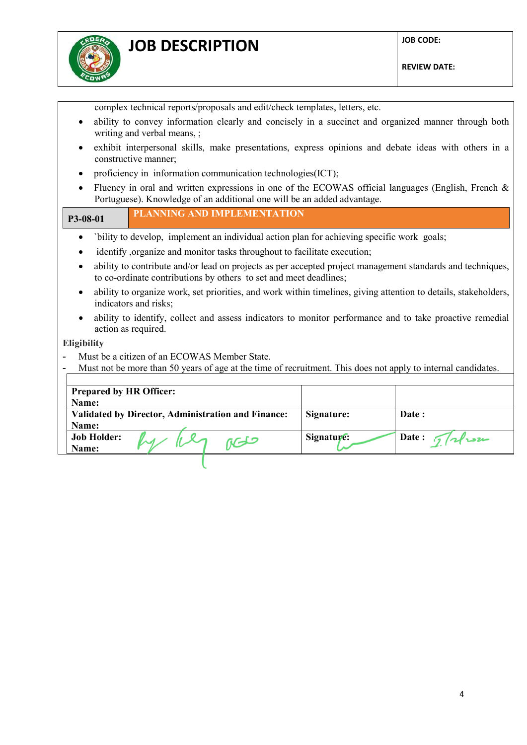# JOB DESCRIPTION

**JOB CODE:**

**REVIEW DATE:**

complex technical reports/proposals and edit/check templates, letters, etc.

- ability to convey information clearly and concisely in a succinct and organized manner through both writing and verbal means, ;
- exhibit interpersonal skills, make presentations, express opinions and debate ideas with others in a constructive manner;
- proficiency in information communication technologies(ICT);
- Fluency in oral and written expressions in one of the ECOWAS official languages (English, French & Portuguese). Knowledge of an additional one will be an added advantage.

| P3-08-01 | PLANNING AND IMPLEMENTATION |
|---|---|

- `bility to develop, implement an individual action plan for achieving specific work goals;
- identify ,organize and monitor tasks throughout to facilitate execution;
- ability to contribute and/or lead on projects as per accepted project management standards and techniques, to co-ordinate contributions by others to set and meet deadlines;
- ability to organize work, set priorities, and work within timelines, giving attention to details, stakeholders, indicators and risks;
- ability to identify, collect and assess indicators to monitor performance and to take proactive remedial action as required.

**Eligibility**

- Must be a citizen of an ECOWAS Member State.
- Must not be more than 50 years of age at the time of recruitment. This does not apply to internal candidates.

| | | |
|---|---|---|
| **Prepared by HR Officer:**<br>**Name:** | | |
| **Validated by Director, Administration and Finance:**<br>**Name:** | **Signature:** | **Date :** |
| **Job Holder:**<br>**Name:** | **Signature:** | **Date :** |